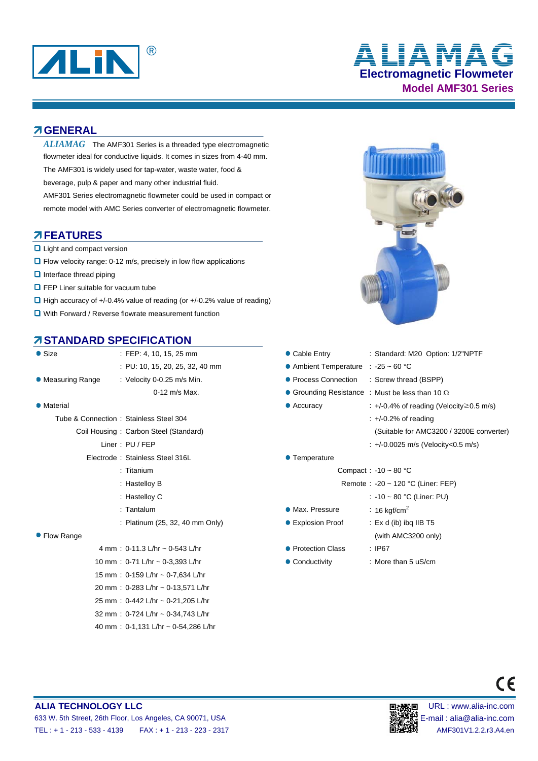# ALIAMAG Electromagnetic Flowmeter

## Model AMF301 Series

## GENERAL

*ALIAMAG* The AMF301 Series is a threaded type electromagnetic flowmeter ideal for conductive liquids. It comes in sizes from 4-40 mm. The AMF301 is widely used for tap-water, waste water, food & beverage, pulp & paper and many other industrial fluid.

AMF301 Series electromagnetic flowmeter could be used in compact or remote model with AMC Series converter of electromagnetic flowmeter.

## FEATURES

- Light and compact version
- Flow velocity range: 0-12 m/s, precisely in low flow applications
- Interface thread piping
- FEP Liner suitable for vacuum tube
- High accuracy of +/-0.4% value of reading (or +/-0.2% value of reading)
- With Forward / Reverse flowrate measurement function

## STANDARD SPECIFICATION

- **Size**: FEP: 4, 10, 15, 25 mm
  : PU: 10, 15, 20, 25, 32, 40 mm
- **Measuring Range**: Velocity 0-0.25 m/s Min.
  0-12 m/s Max.
- **Material**
  - Tube & Connection : Stainless Steel 304
  - Coil Housing : Carbon Steel (Standard)
  - Liner : PU / FEP
  - Electrode : Stainless Steel 316L
    : Titanium
    : Hastelloy B
    : Hastelloy C
    : Tantalum
    : Platinum (25, 32, 40 mm Only)
- **Flow Range**
  - 4 mm : 0-11.3 L/hr ~ 0-543 L/hr
  - 10 mm : 0-71 L/hr ~ 0-3,393 L/hr
  - 15 mm : 0-159 L/hr ~ 0-7,634 L/hr
  - 20 mm : 0-283 L/hr ~ 0-13,571 L/hr
  - 25 mm : 0-442 L/hr ~ 0-21,205 L/hr
  - 32 mm : 0-724 L/hr ~ 0-34,743 L/hr
  - 40 mm : 0-1,131 L/hr ~ 0-54,286 L/hr
- **Cable Entry** : Standard: M20 Option: 1/2"NPTF
- **Ambient Temperature** : -25 ~ 60 °C
- **Process Connection** : Screw thread (BSPP)
- **Grounding Resistance** : Must be less than 10 Ω
- **Accuracy** : +/-0.4% of reading (Velocity≥0.5 m/s)
  : +/-0.2% of reading
  (Suitable for AMC3200 / 3200E converter)
  : +/-0.0025 m/s (Velocity<0.5 m/s)
- **Temperature**
  - Compact : -10 ~ 80 °C
  - Remote : -20 ~ 120 °C (Liner: FEP)
    : -10 ~ 80 °C (Liner: PU)
- **Max. Pressure** : 16 kgf/cm$^2$
- **Explosion Proof** : Ex d (ib) ibq IIB T5
  (with AMC3200 only)
- **Protection Class** : IP67
- **Conductivity** : More than 5 uS/cm

**ALIA TECHNOLOGY LLC**
633 W. 5th Street, 26th Floor, Los Angeles, CA 90071, USA
TEL : + 1 - 213 - 533 - 4139 FAX : + 1 - 213 - 223 - 2317

URL : www.alia-inc.com
E-mail : alia@alia-inc.com
AMF301V1.2.2.r3.A4.en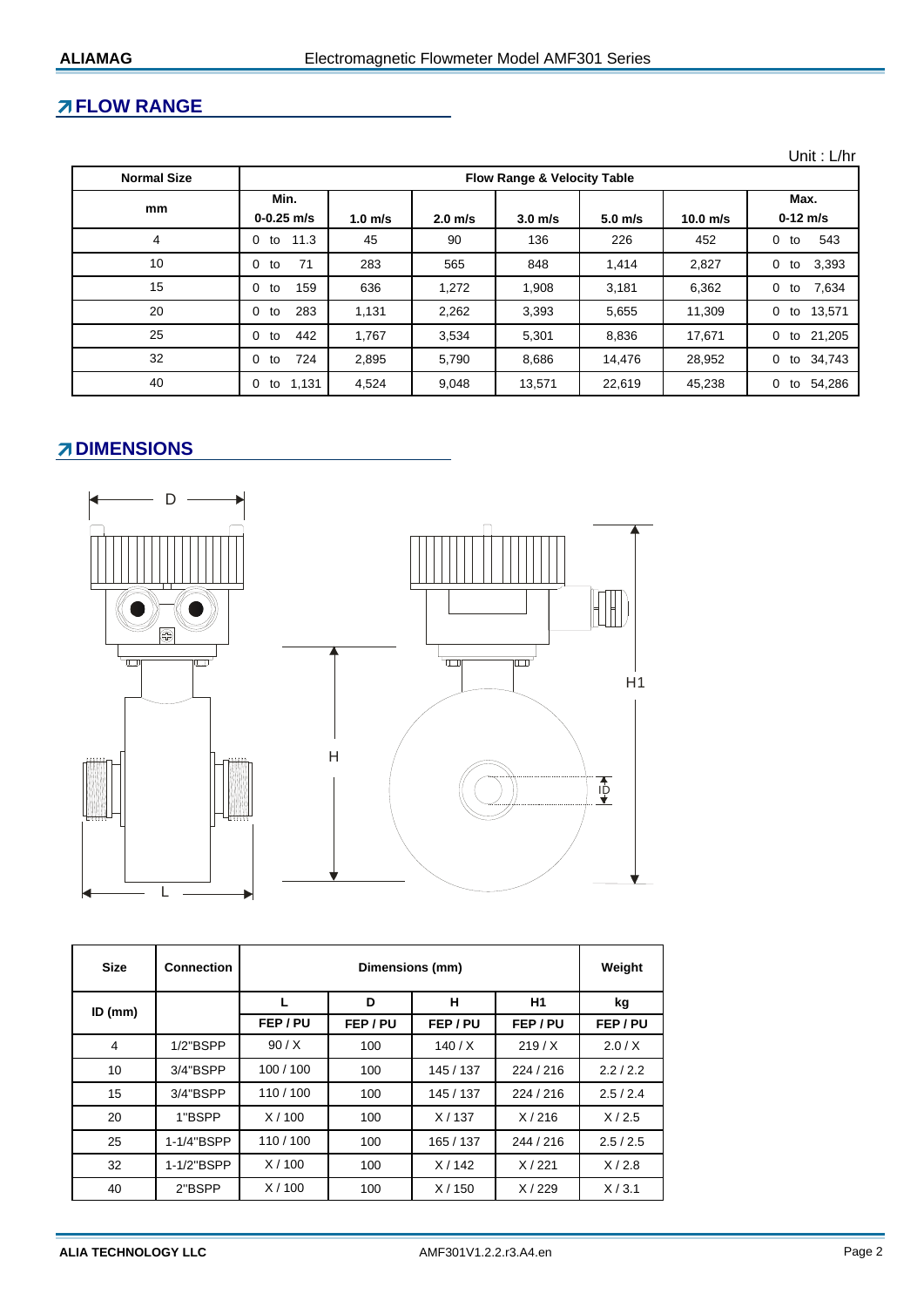## FLOW RANGE

Unit : L/hr

| Normal Size | Flow Range & Velocity Table | | | | | | |
|---|---|---|---|---|---|---|---|
| mm | Min. 0-0.25 m/s | 1.0 m/s | 2.0 m/s | 3.0 m/s | 5.0 m/s | 10.0 m/s | Max. 0-12 m/s |
| 4 | 0 to 11.3 | 45 | 90 | 136 | 226 | 452 | 0 to 543 |
| 10 | 0 to 71 | 283 | 565 | 848 | 1,414 | 2,827 | 0 to 3,393 |
| 15 | 0 to 159 | 636 | 1,272 | 1,908 | 3,181 | 6,362 | 0 to 7,634 |
| 20 | 0 to 283 | 1,131 | 2,262 | 3,393 | 5,655 | 11,309 | 0 to 13,571 |
| 25 | 0 to 442 | 1,767 | 3,534 | 5,301 | 8,836 | 17,671 | 0 to 21,205 |
| 32 | 0 to 724 | 2,895 | 5,790 | 8,686 | 14,476 | 28,952 | 0 to 34,743 |
| 40 | 0 to 1,131 | 4,524 | 9,048 | 13,571 | 22,619 | 45,238 | 0 to 54,286 |

## DIMENSIONS

| Size | Connection | Dimensions (mm) | | | | Weight |
|---|---|---|---|---|---|---|
| ID (mm) | | L | D | H | H1 | kg |
| | | FEP / PU | FEP / PU | FEP / PU | FEP / PU | FEP / PU |
| 4 | 1/2"BSPP | 90 / X | 100 | 140 / X | 219 / X | 2.0 / X |
| 10 | 3/4"BSPP | 100 / 100 | 100 | 145 / 137 | 224 / 216 | 2.2 / 2.2 |
| 15 | 3/4"BSPP | 110 / 100 | 100 | 145 / 137 | 224 / 216 | 2.5 / 2.4 |
| 20 | 1"BSPP | X / 100 | 100 | X / 137 | X / 216 | X / 2.5 |
| 25 | 1-1/4"BSPP | 110 / 100 | 100 | 165 / 137 | 244 / 216 | 2.5 / 2.5 |
| 32 | 1-1/2"BSPP | X / 100 | 100 | X / 142 | X / 221 | X / 2.8 |
| 40 | 2"BSPP | X / 100 | 100 | X / 150 | X / 229 | X / 3.1 |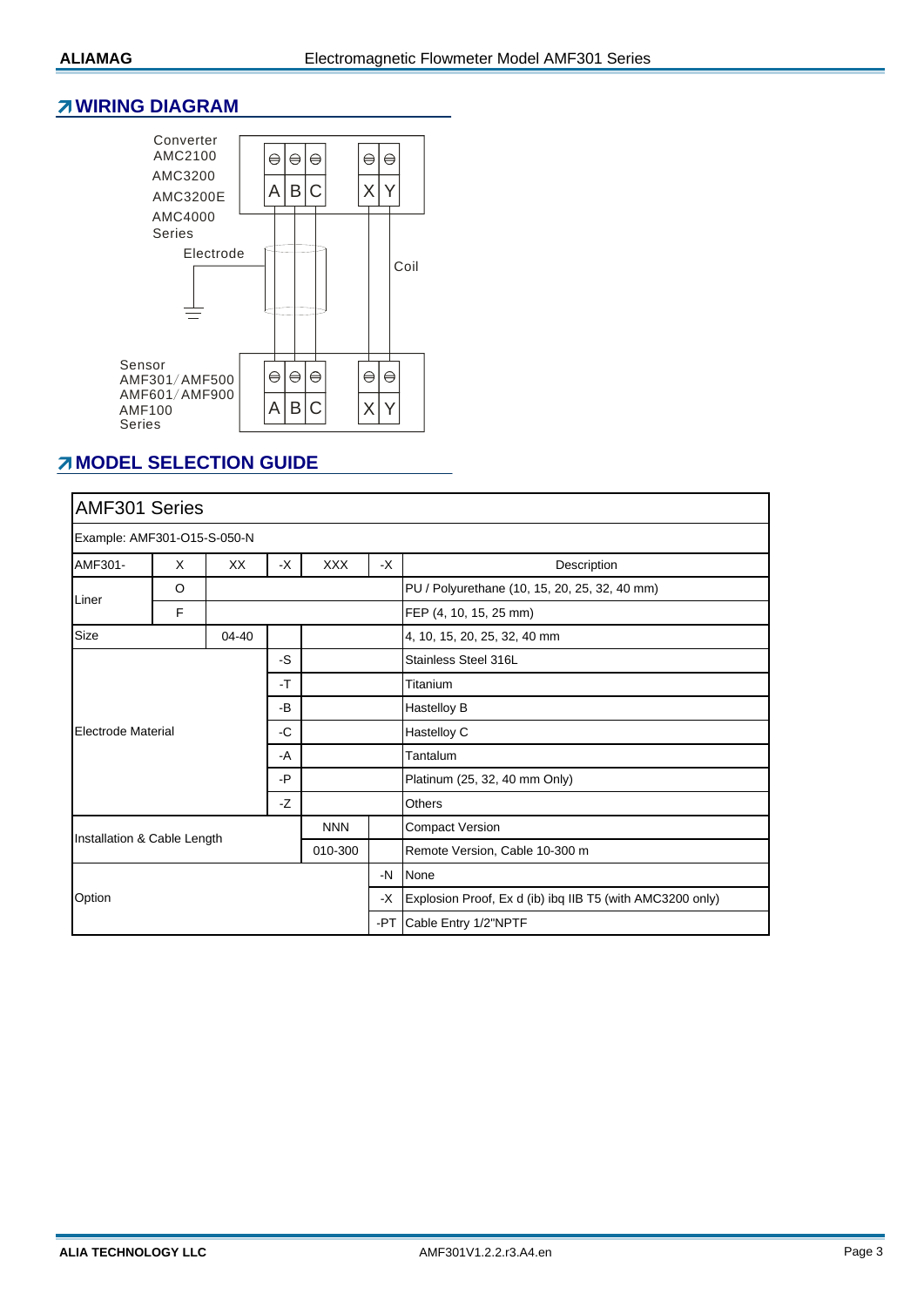## WIRING DIAGRAM

Converter
AMC2100
AMC3200
AMC3200E
AMC4000
Series

| A | B | C | | X | Y |
|---|---|---|---|---|---|

Electrode

Coil

Sensor
AMF301/AMF500
AMF601/AMF900
AMF100
Series

| A | B | C | | X | Y |
|---|---|---|---|---|---|

## MODEL SELECTION GUIDE

| AMF301 Series | | | | | | |
|---|---|---|---|---|---|---|
| Example: AMF301-O15-S-050-N | | | | | | |
| AMF301- | X | XX | -X | XXX | -X | Description |
| Liner | O | | | | | PU / Polyurethane (10, 15, 20, 25, 32, 40 mm) |
| | F | | | | | FEP (4, 10, 15, 25 mm) |
| Size | | 04-40 | | | | 4, 10, 15, 20, 25, 32, 40 mm |
| Electrode Material | | | -S | | | Stainless Steel 316L |
| | | | -T | | | Titanium |
| | | | -B | | | Hastelloy B |
| | | | -C | | | Hastelloy C |
| | | | -A | | | Tantalum |
| | | | -P | | | Platinum (25, 32, 40 mm Only) |
| | | | -Z | | | Others |
| Installation & Cable Length | | | | NNN | | Compact Version |
| | | | | 010-300 | | Remote Version, Cable 10-300 m |
| Option | | | | | -N | None |
| | | | | | -X | Explosion Proof, Ex d (ib) ibq IIB T5 (with AMC3200 only) |
| | | | | | -PT | Cable Entry 1/2"NPTF |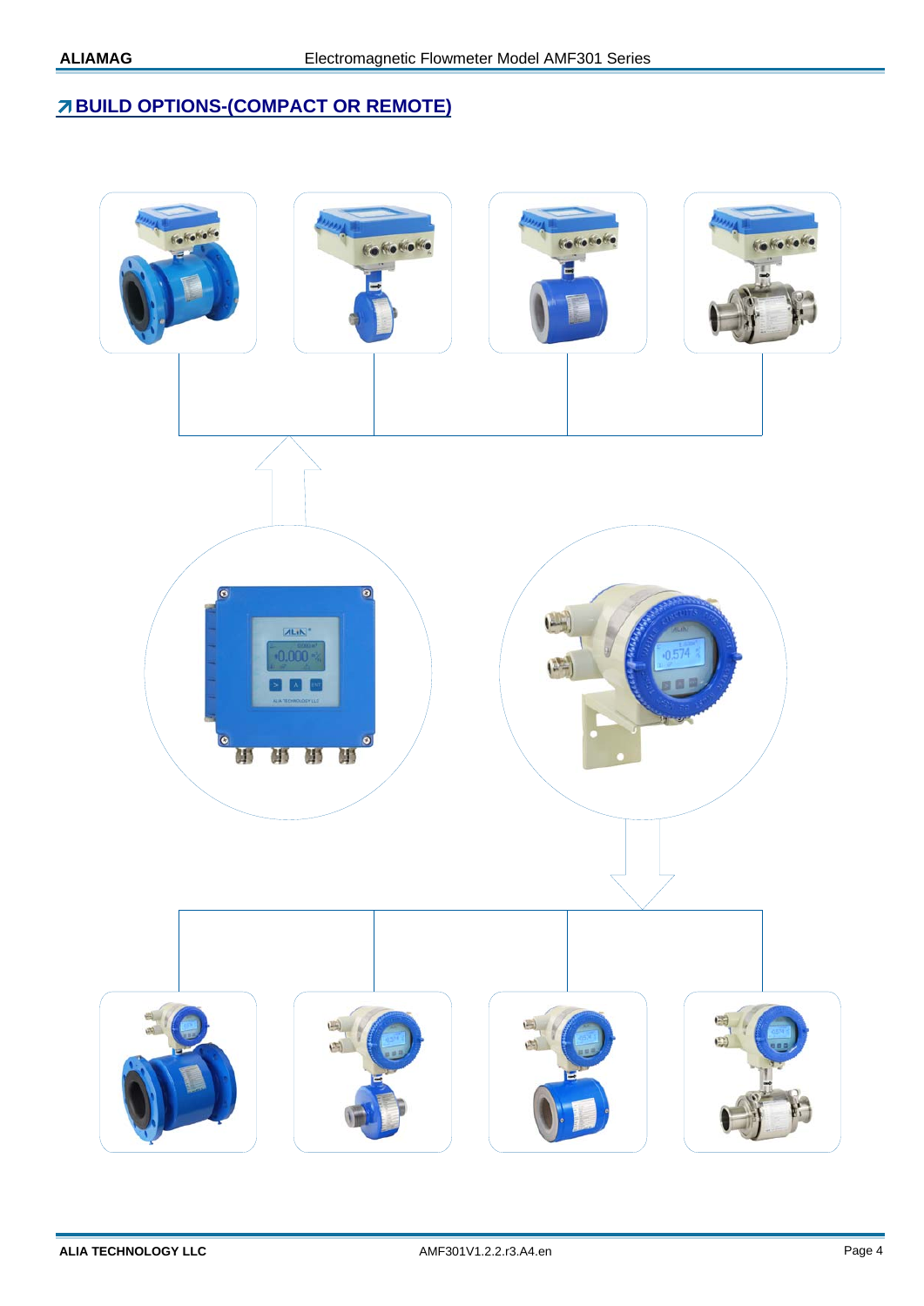## ↗ BUILD OPTIONS-(COMPACT OR REMOTE)